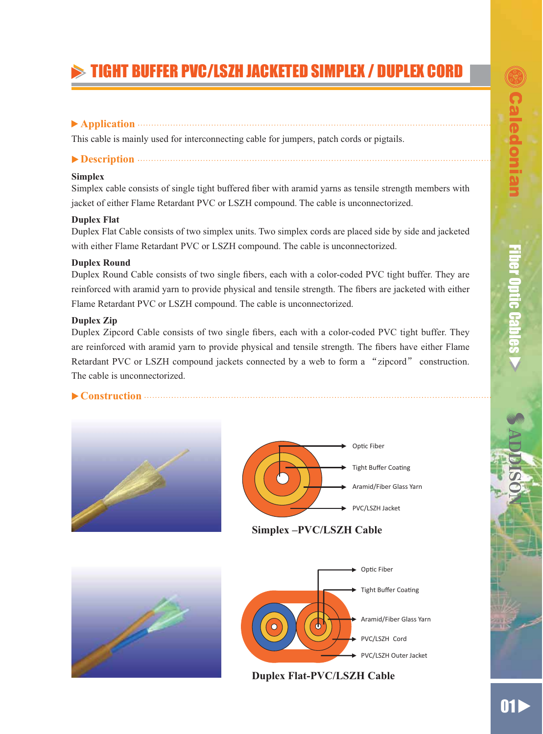# TIGHT BUFFER PVC/LSZH JACKETED SIMPLEX / DUPLEX CORD

## ▶ Application

This cable is mainly used for interconnecting cable for jumpers, patch cords or pigtails.

## ▶ Description

**Simplex**

Simplex cable consists of single tight buffered fiber with aramid yarns as tensile strength members with jacket of either Flame Retardant PVC or LSZH compound. The cable is unconnectorized.

**Duplex Flat**

Duplex Flat Cable consists of two simplex units. Two simplex cords are placed side by side and jacketed with either Flame Retardant PVC or LSZH compound. The cable is unconnectorized.

**Duplex Round**

Duplex Round Cable consists of two single fibers, each with a color-coded PVC tight buffer. They are reinforced with aramid yarn to provide physical and tensile strength. The fibers are jacketed with either Flame Retardant PVC or LSZH compound. The cable is unconnectorized.

**Duplex Zip**

Duplex Zipcord Cable consists of two single fibers, each with a color-coded PVC tight buffer. They are reinforced with aramid yarn to provide physical and tensile strength. The fibers have either Flame Retardant PVC or LSZH compound jackets connected by a web to form a "zipcord" construction. The cable is unconnectorized.

## ▶ Construction

Optic Fiber
Tight Buffer Coating
Aramid/Fiber Glass Yarn
PVC/LSZH Jacket

**Simplex –PVC/LSZH Cable**

Optic Fiber
Tight Buffer Coating
Aramid/Fiber Glass Yarn
PVC/LSZH Cord
PVC/LSZH Outer Jacket

**Duplex Flat-PVC/LSZH Cable**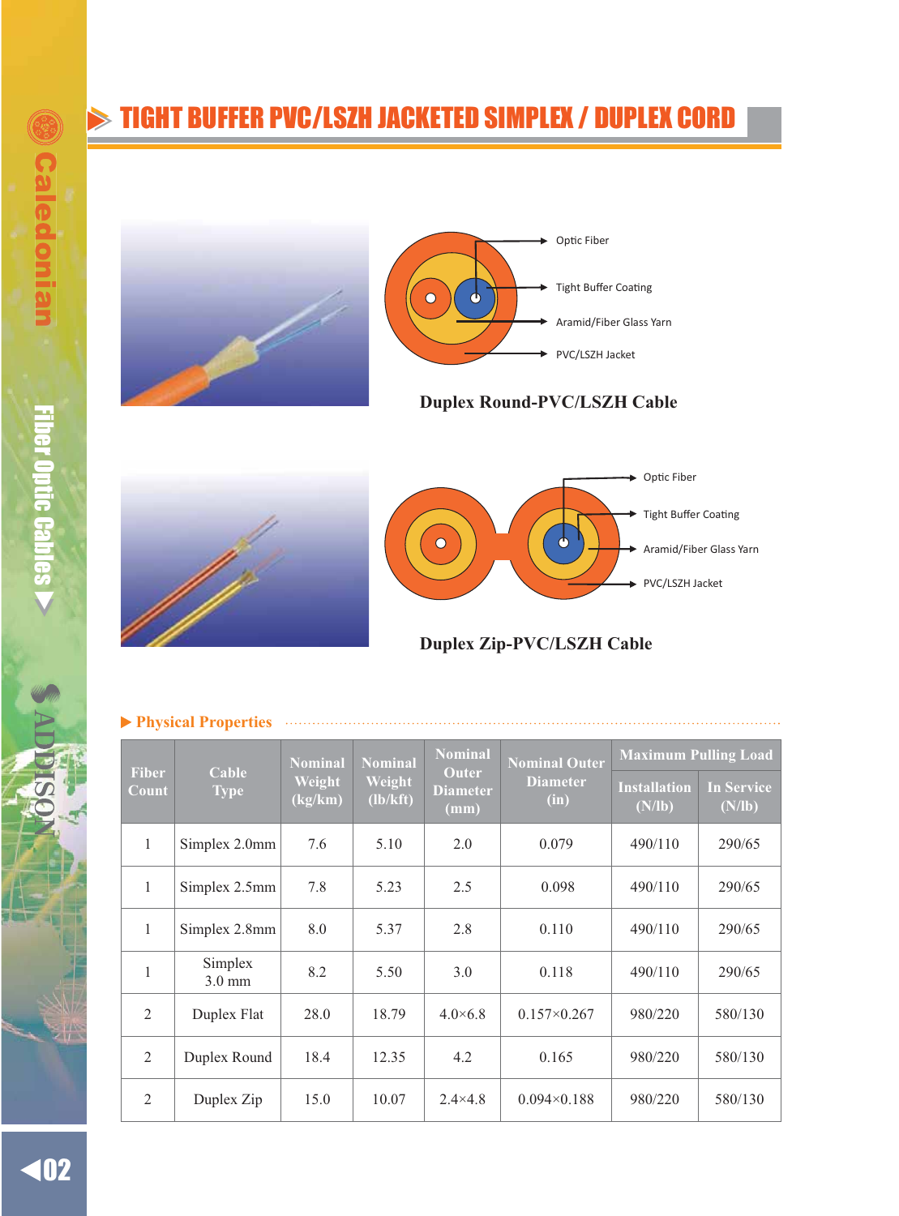# TIGHT BUFFER PVC/LSZH JACKETED SIMPLEX / DUPLEX CORD

Optic Fiber

Tight Buffer Coating

Aramid/Fiber Glass Yarn

PVC/LSZH Jacket

**Duplex Round-PVC/LSZH Cable**

Optic Fiber

Tight Buffer Coating

Aramid/Fiber Glass Yarn

PVC/LSZH Jacket

**Duplex Zip-PVC/LSZH Cable**

## Physical Properties

| Fiber Count | Cable Type | Nominal Weight (kg/km) | Nominal Weight (lb/kft) | Nominal Outer Diameter (mm) | Nominal Outer Diameter (in) | Maximum Pulling Load | |
|---|---|---|---|---|---|---|---|
| | | | | | | Installation (N/lb) | In Service (N/lb) |
| 1 | Simplex 2.0mm | 7.6 | 5.10 | 2.0 | 0.079 | 490/110 | 290/65 |
| 1 | Simplex 2.5mm | 7.8 | 5.23 | 2.5 | 0.098 | 490/110 | 290/65 |
| 1 | Simplex 2.8mm | 8.0 | 5.37 | 2.8 | 0.110 | 490/110 | 290/65 |
| 1 | Simplex 3.0 mm | 8.2 | 5.50 | 3.0 | 0.118 | 490/110 | 290/65 |
| 2 | Duplex Flat | 28.0 | 18.79 | 4.0×6.8 | 0.157×0.267 | 980/220 | 580/130 |
| 2 | Duplex Round | 18.4 | 12.35 | 4.2 | 0.165 | 980/220 | 580/130 |
| 2 | Duplex Zip | 15.0 | 10.07 | 2.4×4.8 | 0.094×0.188 | 980/220 | 580/130 |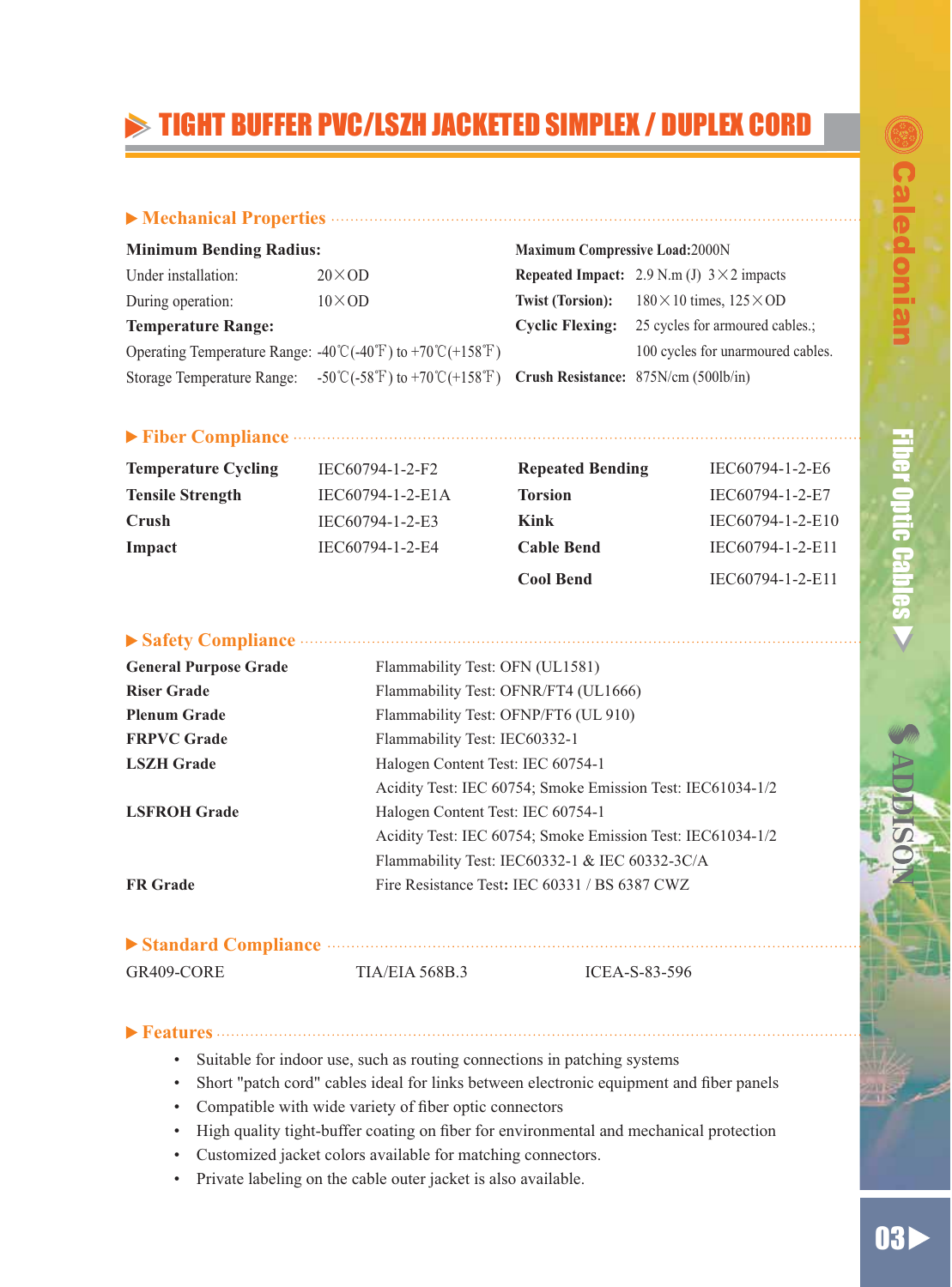# TIGHT BUFFER PVC/LSZH JACKETED SIMPLEX / DUPLEX CORD

## ▶ Mechanical Properties

**Minimum Bending Radius:**

Under installation: 20×OD

During operation: 10×OD

**Temperature Range:**

Operating Temperature Range: -40℃(-40℉) to +70℃(+158℉)

Storage Temperature Range: -50℃(-58℉) to +70℃(+158℉)

**Maximum Compressive Load:** 2000N

**Repeated Impact:** 2.9 N.m (J) 3×2 impacts

**Twist (Torsion):** 180×10 times, 125×OD

**Cyclic Flexing:** 25 cycles for armoured cables.; 100 cycles for unarmoured cables.

**Crush Resistance:** 875N/cm (500lb/in)

## ▶ Fiber Compliance

| | | | |
|---|---|---|---|
| **Temperature Cycling** | IEC60794-1-2-F2 | **Repeated Bending** | IEC60794-1-2-E6 |
| **Tensile Strength** | IEC60794-1-2-E1A | **Torsion** | IEC60794-1-2-E7 |
| **Crush** | IEC60794-1-2-E3 | **Kink** | IEC60794-1-2-E10 |
| **Impact** | IEC60794-1-2-E4 | **Cable Bend** | IEC60794-1-2-E11 |
| | | **Cool Bend** | IEC60794-1-2-E11 |

## ▶ Safety Compliance

| | |
|---|---|
| **General Purpose Grade** | Flammability Test: OFN (UL1581) |
| **Riser Grade** | Flammability Test: OFNR/FT4 (UL1666) |
| **Plenum Grade** | Flammability Test: OFNP/FT6 (UL 910) |
| **FRPVC Grade** | Flammability Test: IEC60332-1 |
| **LSZH Grade** | Halogen Content Test: IEC 60754-1<br>Acidity Test: IEC 60754; Smoke Emission Test: IEC61034-1/2 |
| **LSFROH Grade** | Halogen Content Test: IEC 60754-1<br>Acidity Test: IEC 60754; Smoke Emission Test: IEC61034-1/2<br>Flammability Test: IEC60332-1 & IEC 60332-3C/A |
| **FR Grade** | Fire Resistance Test: IEC 60331 / BS 6387 CWZ |

## ▶ Standard Compliance

GR409-CORE TIA/EIA 568B.3 ICEA-S-83-596

## ▶ Features

- Suitable for indoor use, such as routing connections in patching systems
- Short "patch cord" cables ideal for links between electronic equipment and fiber panels
- Compatible with wide variety of fiber optic connectors
- High quality tight-buffer coating on fiber for environmental and mechanical protection
- Customized jacket colors available for matching connectors.
- Private labeling on the cable outer jacket is also available.